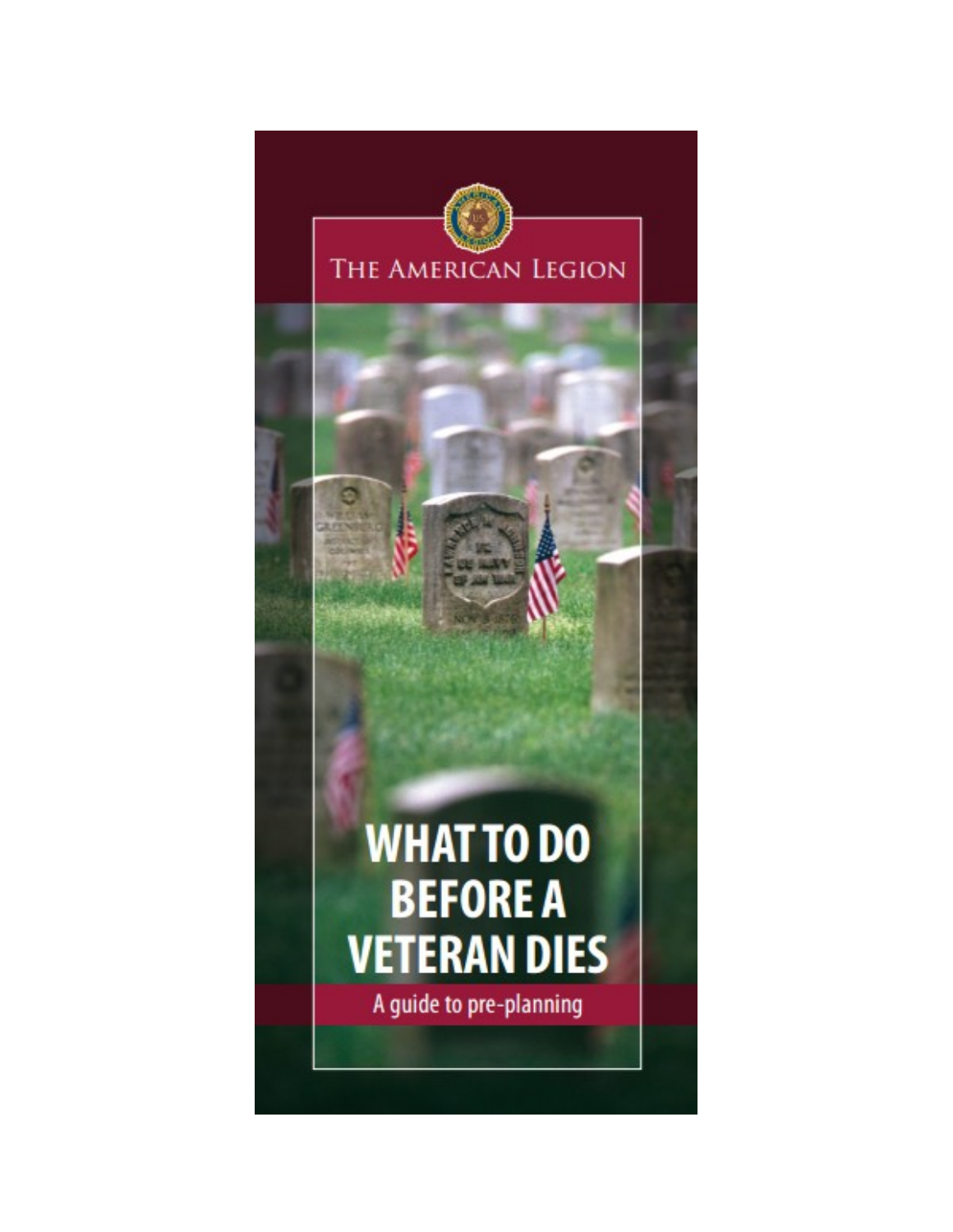THE AMERICAN LEGION

# WHAT TO DO BEFORE A VETERAN DIES

A guide to pre-planning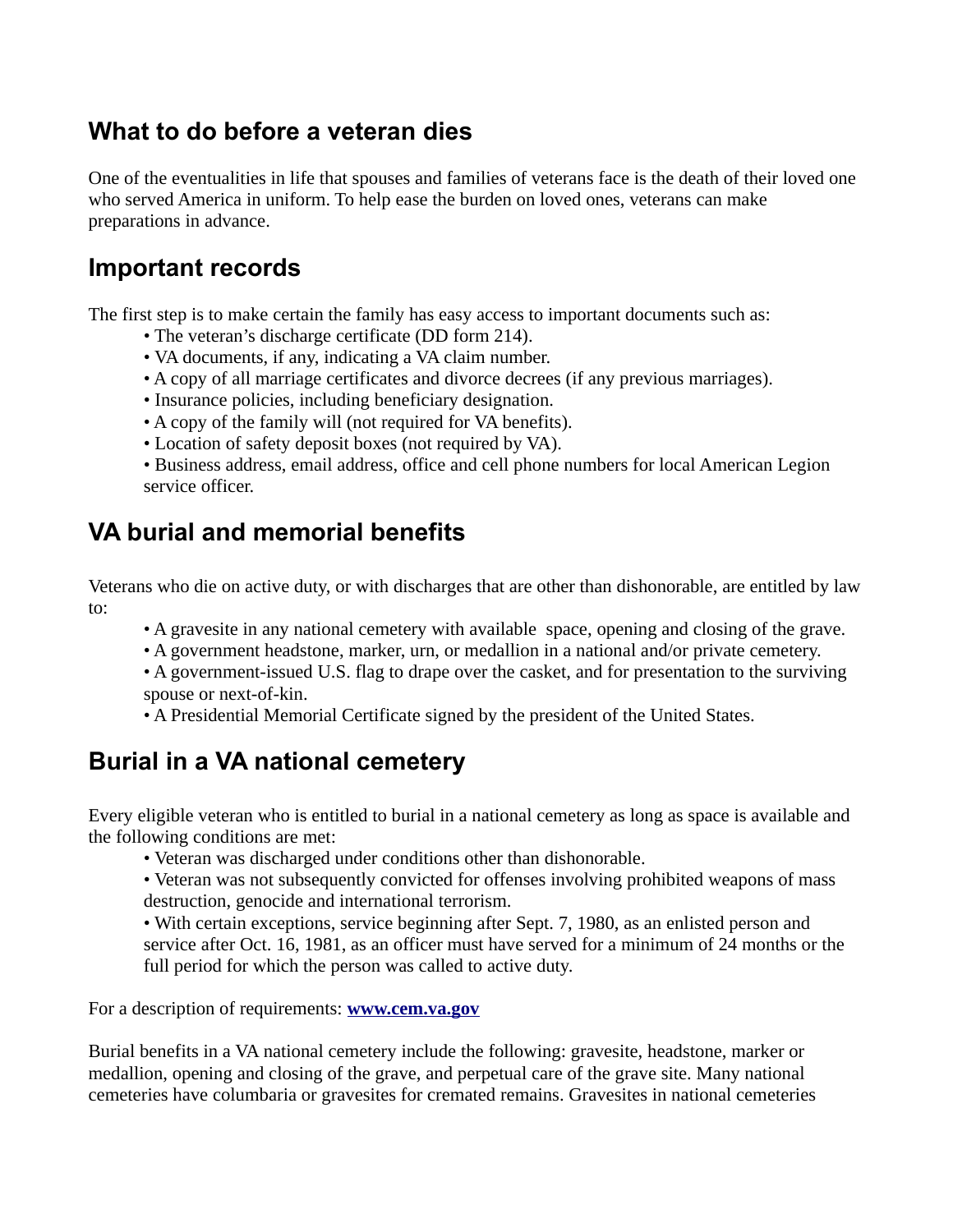## What to do before a veteran dies

One of the eventualities in life that spouses and families of veterans face is the death of their loved one who served America in uniform. To help ease the burden on loved ones, veterans can make preparations in advance.

## Important records

The first step is to make certain the family has easy access to important documents such as:

- The veteran's discharge certificate (DD form 214).
- VA documents, if any, indicating a VA claim number.
- A copy of all marriage certificates and divorce decrees (if any previous marriages).
- Insurance policies, including beneficiary designation.
- A copy of the family will (not required for VA benefits).
- Location of safety deposit boxes (not required by VA).
- Business address, email address, office and cell phone numbers for local American Legion service officer.

## VA burial and memorial benefits

Veterans who die on active duty, or with discharges that are other than dishonorable, are entitled by law to:

- A gravesite in any national cemetery with available space, opening and closing of the grave.
- A government headstone, marker, urn, or medallion in a national and/or private cemetery.
- A government-issued U.S. flag to drape over the casket, and for presentation to the surviving spouse or next-of-kin.
- A Presidential Memorial Certificate signed by the president of the United States.

## Burial in a VA national cemetery

Every eligible veteran who is entitled to burial in a national cemetery as long as space is available and the following conditions are met:

- Veteran was discharged under conditions other than dishonorable.
- Veteran was not subsequently convicted for offenses involving prohibited weapons of mass destruction, genocide and international terrorism.
- With certain exceptions, service beginning after Sept. 7, 1980, as an enlisted person and service after Oct. 16, 1981, as an officer must have served for a minimum of 24 months or the full period for which the person was called to active duty.

For a description of requirements: **www.cem.va.gov**

Burial benefits in a VA national cemetery include the following: gravesite, headstone, marker or medallion, opening and closing of the grave, and perpetual care of the grave site. Many national cemeteries have columbaria or gravesites for cremated remains. Gravesites in national cemeteries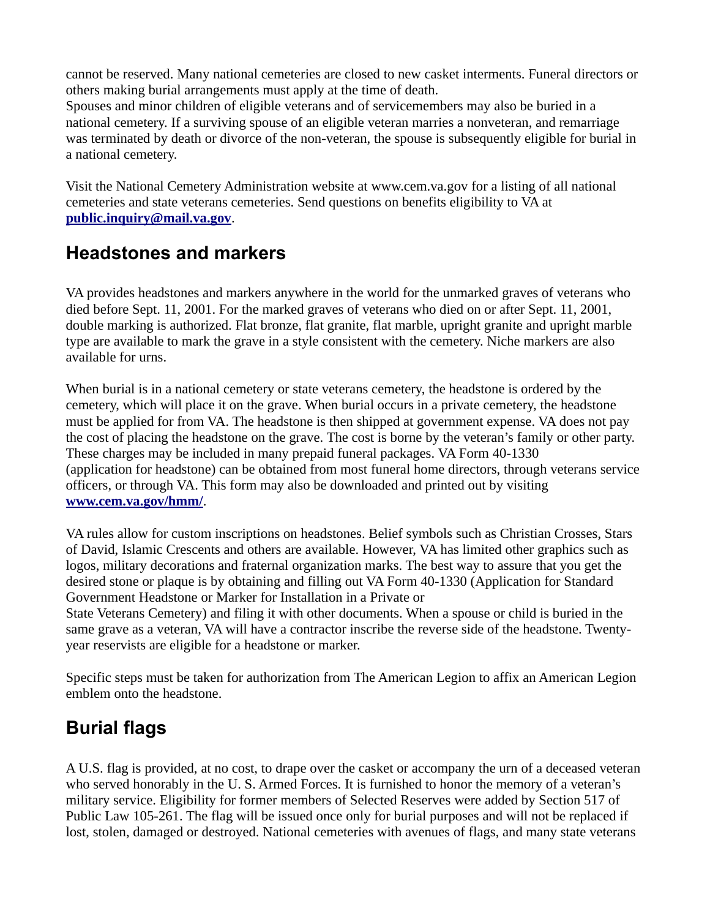cannot be reserved. Many national cemeteries are closed to new casket interments. Funeral directors or others making burial arrangements must apply at the time of death.
Spouses and minor children of eligible veterans and of servicemembers may also be buried in a national cemetery. If a surviving spouse of an eligible veteran marries a nonveteran, and remarriage was terminated by death or divorce of the non-veteran, the spouse is subsequently eligible for burial in a national cemetery.

Visit the National Cemetery Administration website at www.cem.va.gov for a listing of all national cemeteries and state veterans cemeteries. Send questions on benefits eligibility to VA at **public.inquiry@mail.va.gov**.

## Headstones and markers

VA provides headstones and markers anywhere in the world for the unmarked graves of veterans who died before Sept. 11, 2001. For the marked graves of veterans who died on or after Sept. 11, 2001, double marking is authorized. Flat bronze, flat granite, flat marble, upright granite and upright marble type are available to mark the grave in a style consistent with the cemetery. Niche markers are also available for urns.

When burial is in a national cemetery or state veterans cemetery, the headstone is ordered by the cemetery, which will place it on the grave. When burial occurs in a private cemetery, the headstone must be applied for from VA. The headstone is then shipped at government expense. VA does not pay the cost of placing the headstone on the grave. The cost is borne by the veteran's family or other party. These charges may be included in many prepaid funeral packages. VA Form 40-1330 (application for headstone) can be obtained from most funeral home directors, through veterans service officers, or through VA. This form may also be downloaded and printed out by visiting **www.cem.va.gov/hmm/**.

VA rules allow for custom inscriptions on headstones. Belief symbols such as Christian Crosses, Stars of David, Islamic Crescents and others are available. However, VA has limited other graphics such as logos, military decorations and fraternal organization marks. The best way to assure that you get the desired stone or plaque is by obtaining and filling out VA Form 40-1330 (Application for Standard Government Headstone or Marker for Installation in a Private or
State Veterans Cemetery) and filing it with other documents. When a spouse or child is buried in the same grave as a veteran, VA will have a contractor inscribe the reverse side of the headstone. Twenty-year reservists are eligible for a headstone or marker.

Specific steps must be taken for authorization from The American Legion to affix an American Legion emblem onto the headstone.

## Burial flags

A U.S. flag is provided, at no cost, to drape over the casket or accompany the urn of a deceased veteran who served honorably in the U. S. Armed Forces. It is furnished to honor the memory of a veteran's military service. Eligibility for former members of Selected Reserves were added by Section 517 of Public Law 105-261. The flag will be issued once only for burial purposes and will not be replaced if lost, stolen, damaged or destroyed. National cemeteries with avenues of flags, and many state veterans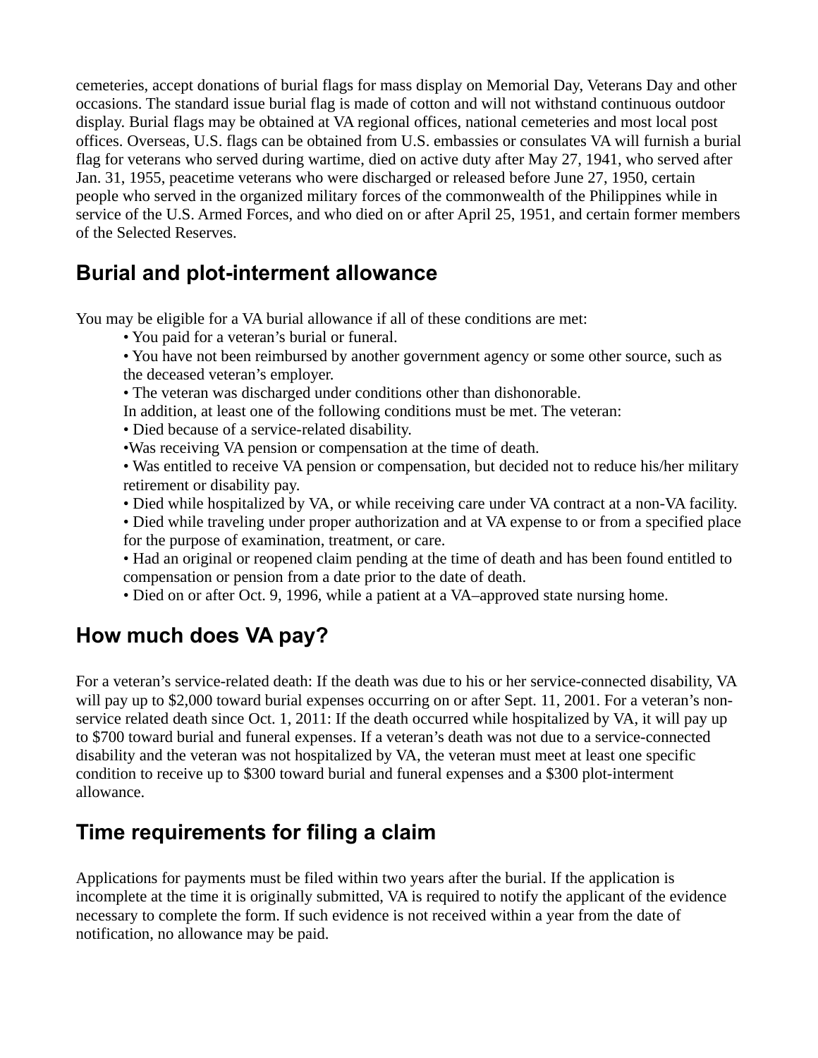cemeteries, accept donations of burial flags for mass display on Memorial Day, Veterans Day and other occasions. The standard issue burial flag is made of cotton and will not withstand continuous outdoor display. Burial flags may be obtained at VA regional offices, national cemeteries and most local post offices. Overseas, U.S. flags can be obtained from U.S. embassies or consulates VA will furnish a burial flag for veterans who served during wartime, died on active duty after May 27, 1941, who served after Jan. 31, 1955, peacetime veterans who were discharged or released before June 27, 1950, certain people who served in the organized military forces of the commonwealth of the Philippines while in service of the U.S. Armed Forces, and who died on or after April 25, 1951, and certain former members of the Selected Reserves.

## Burial and plot-interment allowance

You may be eligible for a VA burial allowance if all of these conditions are met:

- You paid for a veteran's burial or funeral.
- You have not been reimbursed by another government agency or some other source, such as the deceased veteran's employer.
- The veteran was discharged under conditions other than dishonorable.

In addition, at least one of the following conditions must be met. The veteran:

- Died because of a service-related disability.
- Was receiving VA pension or compensation at the time of death.
- Was entitled to receive VA pension or compensation, but decided not to reduce his/her military retirement or disability pay.
- Died while hospitalized by VA, or while receiving care under VA contract at a non-VA facility.
- Died while traveling under proper authorization and at VA expense to or from a specified place for the purpose of examination, treatment, or care.
- Had an original or reopened claim pending at the time of death and has been found entitled to compensation or pension from a date prior to the date of death.
- Died on or after Oct. 9, 1996, while a patient at a VA–approved state nursing home.

## How much does VA pay?

For a veteran's service-related death: If the death was due to his or her service-connected disability, VA will pay up to $2,000 toward burial expenses occurring on or after Sept. 11, 2001. For a veteran's non-service related death since Oct. 1, 2011: If the death occurred while hospitalized by VA, it will pay up to $700 toward burial and funeral expenses. If a veteran's death was not due to a service-connected disability and the veteran was not hospitalized by VA, the veteran must meet at least one specific condition to receive up to $300 toward burial and funeral expenses and a $300 plot-interment allowance.

## Time requirements for filing a claim

Applications for payments must be filed within two years after the burial. If the application is incomplete at the time it is originally submitted, VA is required to notify the applicant of the evidence necessary to complete the form. If such evidence is not received within a year from the date of notification, no allowance may be paid.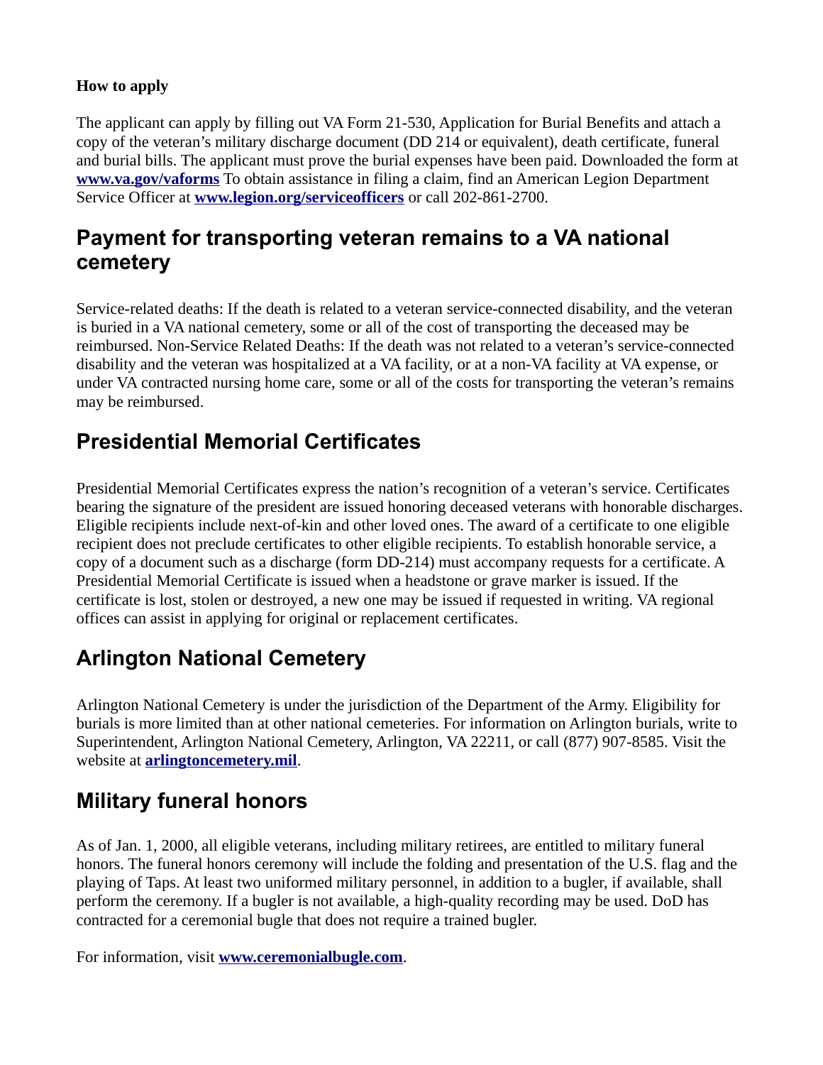**How to apply**

The applicant can apply by filling out VA Form 21-530, Application for Burial Benefits and attach a copy of the veteran's military discharge document (DD 214 or equivalent), death certificate, funeral and burial bills. The applicant must prove the burial expenses have been paid. Downloaded the form at **www.va.gov/vaforms** To obtain assistance in filing a claim, find an American Legion Department Service Officer at **www.legion.org/serviceofficers** or call 202-861-2700.

## Payment for transporting veteran remains to a VA national cemetery

Service-related deaths: If the death is related to a veteran service-connected disability, and the veteran is buried in a VA national cemetery, some or all of the cost of transporting the deceased may be reimbursed. Non-Service Related Deaths: If the death was not related to a veteran's service-connected disability and the veteran was hospitalized at a VA facility, or at a non-VA facility at VA expense, or under VA contracted nursing home care, some or all of the costs for transporting the veteran's remains may be reimbursed.

## Presidential Memorial Certificates

Presidential Memorial Certificates express the nation's recognition of a veteran's service. Certificates bearing the signature of the president are issued honoring deceased veterans with honorable discharges. Eligible recipients include next-of-kin and other loved ones. The award of a certificate to one eligible recipient does not preclude certificates to other eligible recipients. To establish honorable service, a copy of a document such as a discharge (form DD-214) must accompany requests for a certificate. A Presidential Memorial Certificate is issued when a headstone or grave marker is issued. If the certificate is lost, stolen or destroyed, a new one may be issued if requested in writing. VA regional offices can assist in applying for original or replacement certificates.

## Arlington National Cemetery

Arlington National Cemetery is under the jurisdiction of the Department of the Army. Eligibility for burials is more limited than at other national cemeteries. For information on Arlington burials, write to Superintendent, Arlington National Cemetery, Arlington, VA 22211, or call (877) 907-8585. Visit the website at **arlingtoncemetery.mil**.

## Military funeral honors

As of Jan. 1, 2000, all eligible veterans, including military retirees, are entitled to military funeral honors. The funeral honors ceremony will include the folding and presentation of the U.S. flag and the playing of Taps. At least two uniformed military personnel, in addition to a bugler, if available, shall perform the ceremony. If a bugler is not available, a high-quality recording may be used. DoD has contracted for a ceremonial bugle that does not require a trained bugler.

For information, visit **www.ceremonialbugle.com**.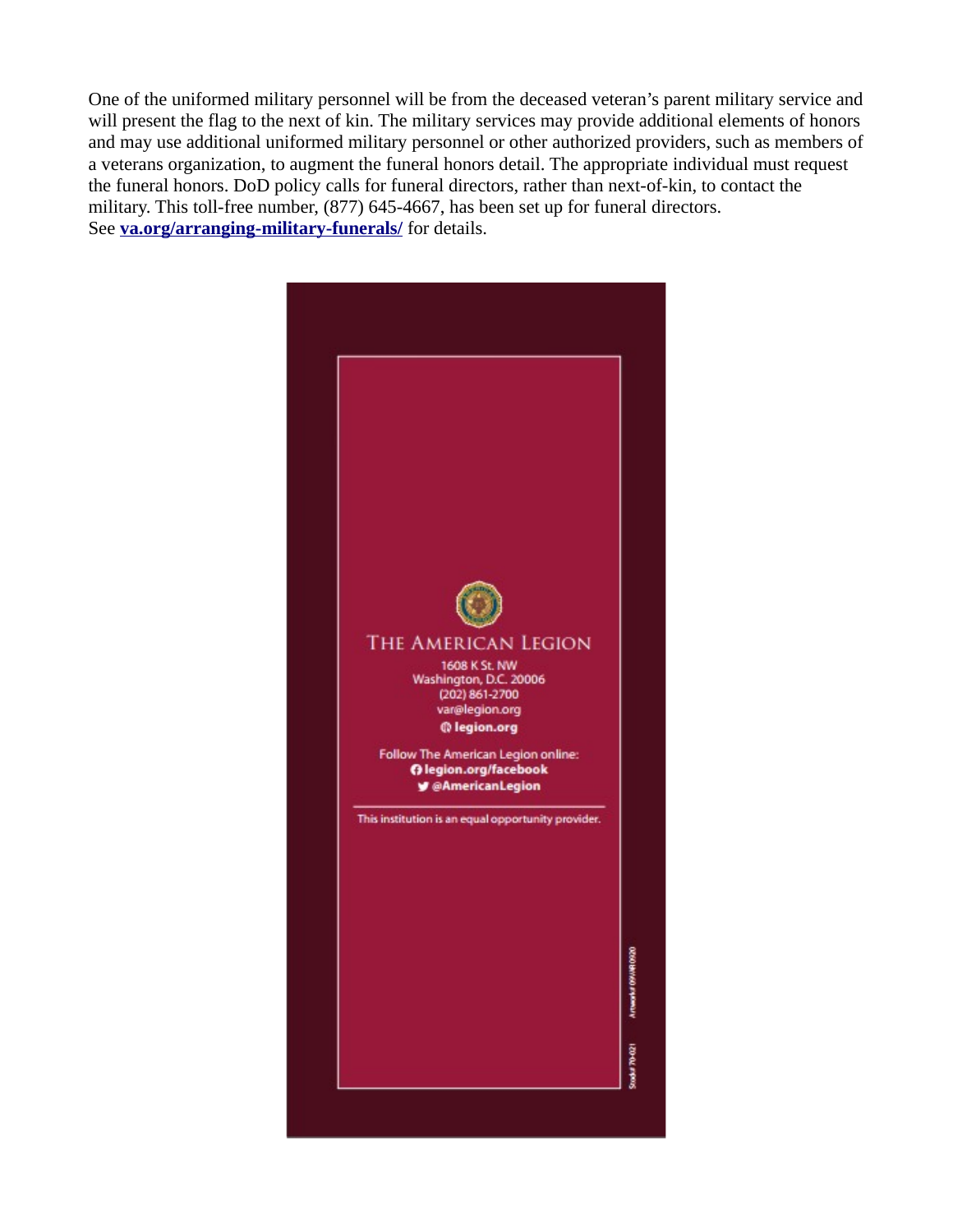One of the uniformed military personnel will be from the deceased veteran's parent military service and will present the flag to the next of kin. The military services may provide additional elements of honors and may use additional uniformed military personnel or other authorized providers, such as members of a veterans organization, to augment the funeral honors detail. The appropriate individual must request the funeral honors. DoD policy calls for funeral directors, rather than next-of-kin, to contact the military. This toll-free number, (877) 645-4667, has been set up for funeral directors. See **va.org/arranging-military-funerals/** for details.

THE AMERICAN LEGION

1608 K St. NW
Washington, D.C. 20006
(202) 861-2700
var@legion.org
**legion.org**

Follow The American Legion online:
**legion.org/facebook**
**@AmericanLegion**

This institution is an equal opportunity provider.

Artwork# 09VAR0920

Stock# 70-021